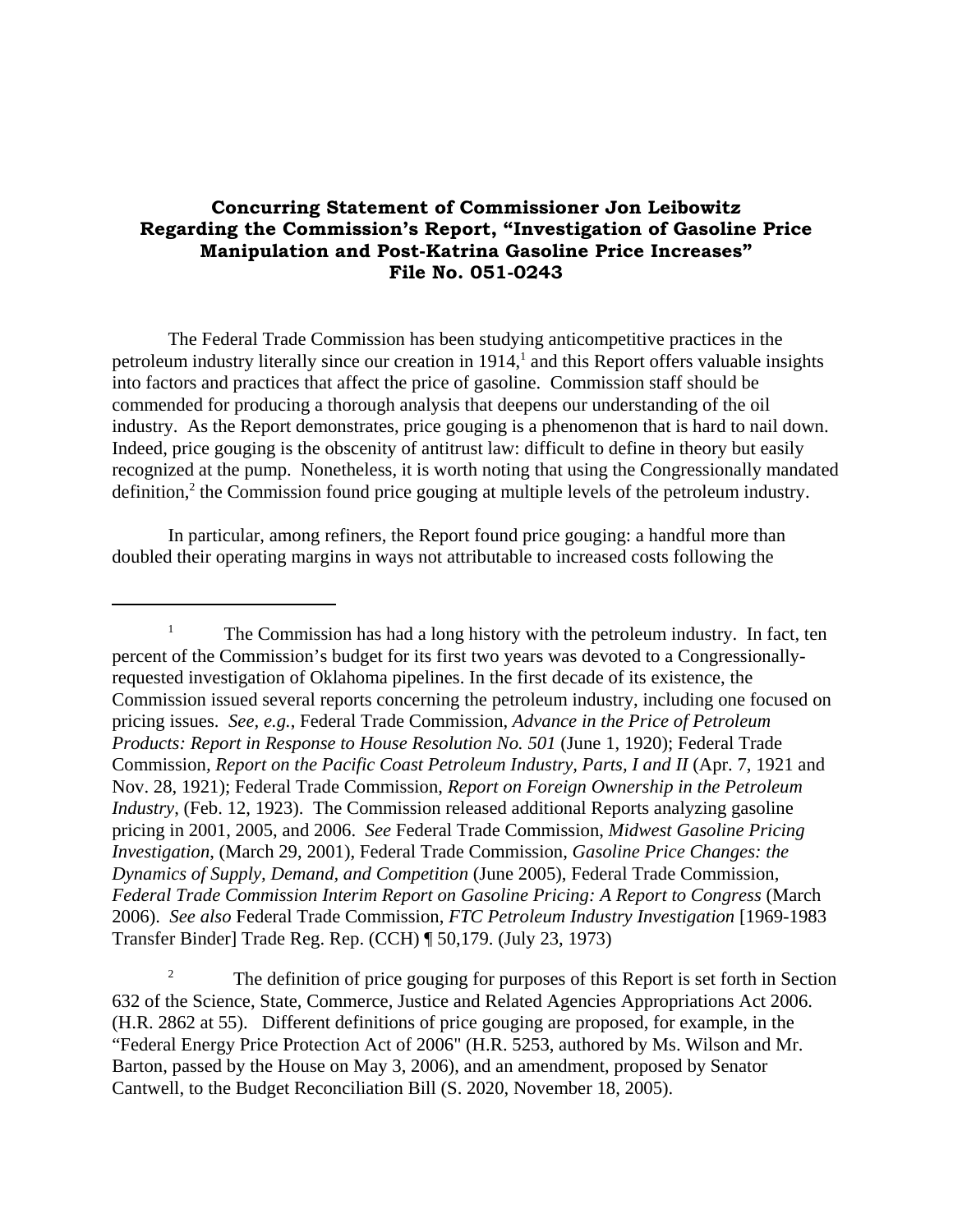**Concurring Statement of Commissioner Jon Leibowitz**
**Regarding the Commission's Report, "Investigation of Gasoline Price Manipulation and Post-Katrina Gasoline Price Increases"**
**File No. 051-0243**

The Federal Trade Commission has been studying anticompetitive practices in the petroleum industry literally since our creation in 1914,[1] and this Report offers valuable insights into factors and practices that affect the price of gasoline. Commission staff should be commended for producing a thorough analysis that deepens our understanding of the oil industry. As the Report demonstrates, price gouging is a phenomenon that is hard to nail down. Indeed, price gouging is the obscenity of antitrust law: difficult to define in theory but easily recognized at the pump. Nonetheless, it is worth noting that using the Congressionally mandated definition,[2] the Commission found price gouging at multiple levels of the petroleum industry.

In particular, among refiners, the Report found price gouging: a handful more than doubled their operating margins in ways not attributable to increased costs following the

---

[1] The Commission has had a long history with the petroleum industry. In fact, ten percent of the Commission's budget for its first two years was devoted to a Congressionally-requested investigation of Oklahoma pipelines. In the first decade of its existence, the Commission issued several reports concerning the petroleum industry, including one focused on pricing issues. *See, e.g.*, Federal Trade Commission, *Advance in the Price of Petroleum Products: Report in Response to House Resolution No. 501* (June 1, 1920); Federal Trade Commission, *Report on the Pacific Coast Petroleum Industry, Parts, I and II* (Apr. 7, 1921 and Nov. 28, 1921); Federal Trade Commission, *Report on Foreign Ownership in the Petroleum Industry*, (Feb. 12, 1923). The Commission released additional Reports analyzing gasoline pricing in 2001, 2005, and 2006. *See* Federal Trade Commission, *Midwest Gasoline Pricing Investigation*, (March 29, 2001), Federal Trade Commission, *Gasoline Price Changes: the Dynamics of Supply, Demand, and Competition* (June 2005), Federal Trade Commission, *Federal Trade Commission Interim Report on Gasoline Pricing: A Report to Congress* (March 2006). *See also* Federal Trade Commission, *FTC Petroleum Industry Investigation* [1969-1983 Transfer Binder] Trade Reg. Rep. (CCH) ¶ 50,179. (July 23, 1973)

[2] The definition of price gouging for purposes of this Report is set forth in Section 632 of the Science, State, Commerce, Justice and Related Agencies Appropriations Act 2006. (H.R. 2862 at 55). Different definitions of price gouging are proposed, for example, in the "Federal Energy Price Protection Act of 2006" (H.R. 5253, authored by Ms. Wilson and Mr. Barton, passed by the House on May 3, 2006), and an amendment, proposed by Senator Cantwell, to the Budget Reconciliation Bill (S. 2020, November 18, 2005).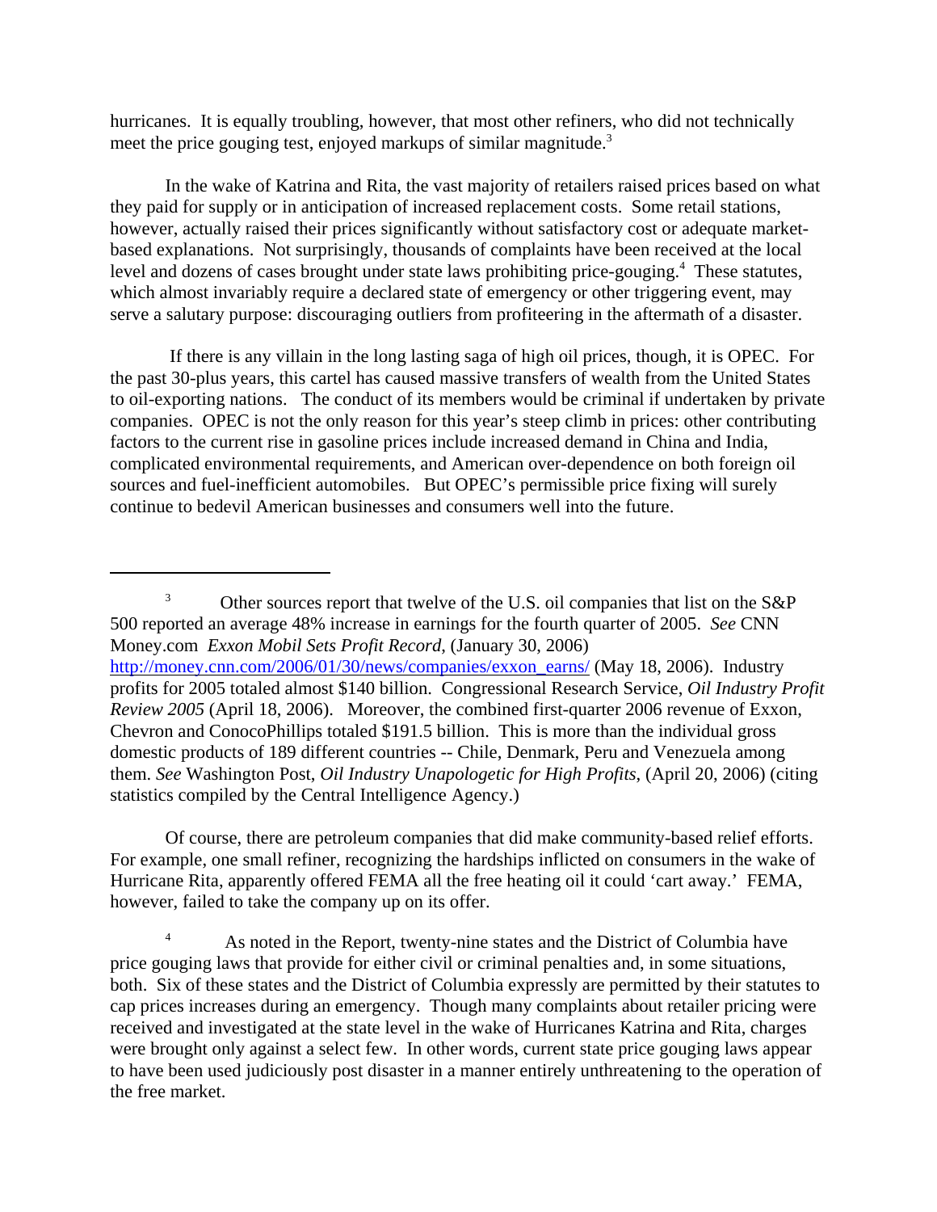hurricanes. It is equally troubling, however, that most other refiners, who did not technically meet the price gouging test, enjoyed markups of similar magnitude.[3]

In the wake of Katrina and Rita, the vast majority of retailers raised prices based on what they paid for supply or in anticipation of increased replacement costs. Some retail stations, however, actually raised their prices significantly without satisfactory cost or adequate market-based explanations. Not surprisingly, thousands of complaints have been received at the local level and dozens of cases brought under state laws prohibiting price-gouging.[4] These statutes, which almost invariably require a declared state of emergency or other triggering event, may serve a salutary purpose: discouraging outliers from profiteering in the aftermath of a disaster.

If there is any villain in the long lasting saga of high oil prices, though, it is OPEC. For the past 30-plus years, this cartel has caused massive transfers of wealth from the United States to oil-exporting nations. The conduct of its members would be criminal if undertaken by private companies. OPEC is not the only reason for this year's steep climb in prices: other contributing factors to the current rise in gasoline prices include increased demand in China and India, complicated environmental requirements, and American over-dependence on both foreign oil sources and fuel-inefficient automobiles. But OPEC's permissible price fixing will surely continue to bedevil American businesses and consumers well into the future.

---

[3] Other sources report that twelve of the U.S. oil companies that list on the S&P 500 reported an average 48% increase in earnings for the fourth quarter of 2005. *See* CNN Money.com *Exxon Mobil Sets Profit Record*, (January 30, 2006) http://money.cnn.com/2006/01/30/news/companies/exxon_earns/ (May 18, 2006). Industry profits for 2005 totaled almost $140 billion. Congressional Research Service, *Oil Industry Profit Review 2005* (April 18, 2006). Moreover, the combined first-quarter 2006 revenue of Exxon, Chevron and ConocoPhillips totaled $191.5 billion. This is more than the individual gross domestic products of 189 different countries -- Chile, Denmark, Peru and Venezuela among them. *See* Washington Post, *Oil Industry Unapologetic for High Profits*, (April 20, 2006) (citing statistics compiled by the Central Intelligence Agency.)

Of course, there are petroleum companies that did make community-based relief efforts. For example, one small refiner, recognizing the hardships inflicted on consumers in the wake of Hurricane Rita, apparently offered FEMA all the free heating oil it could 'cart away.' FEMA, however, failed to take the company up on its offer.

[4] As noted in the Report, twenty-nine states and the District of Columbia have price gouging laws that provide for either civil or criminal penalties and, in some situations, both. Six of these states and the District of Columbia expressly are permitted by their statutes to cap prices increases during an emergency. Though many complaints about retailer pricing were received and investigated at the state level in the wake of Hurricanes Katrina and Rita, charges were brought only against a select few. In other words, current state price gouging laws appear to have been used judiciously post disaster in a manner entirely unthreatening to the operation of the free market.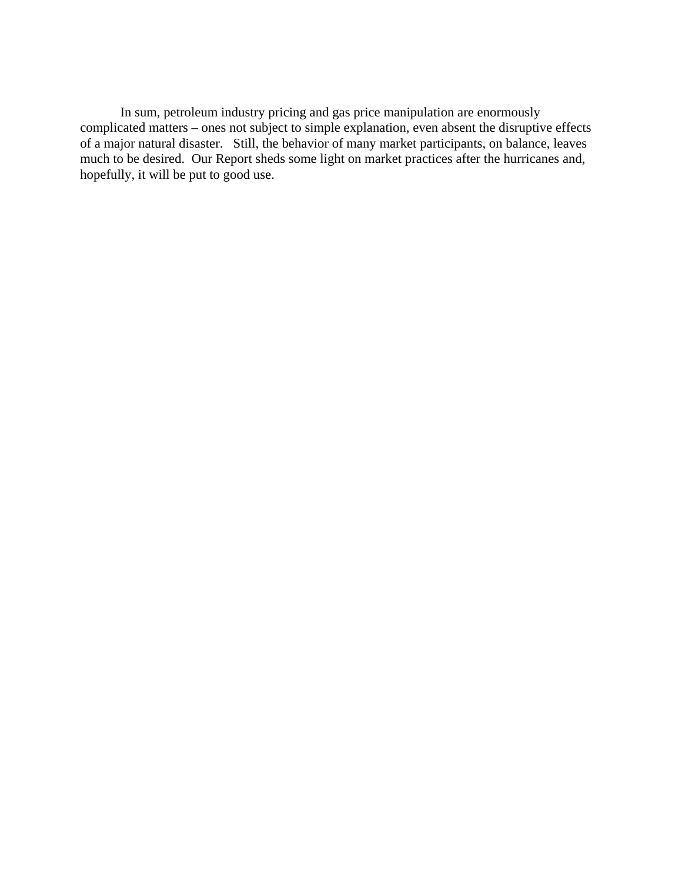In sum, petroleum industry pricing and gas price manipulation are enormously complicated matters – ones not subject to simple explanation, even absent the disruptive effects of a major natural disaster. Still, the behavior of many market participants, on balance, leaves much to be desired. Our Report sheds some light on market practices after the hurricanes and, hopefully, it will be put to good use.